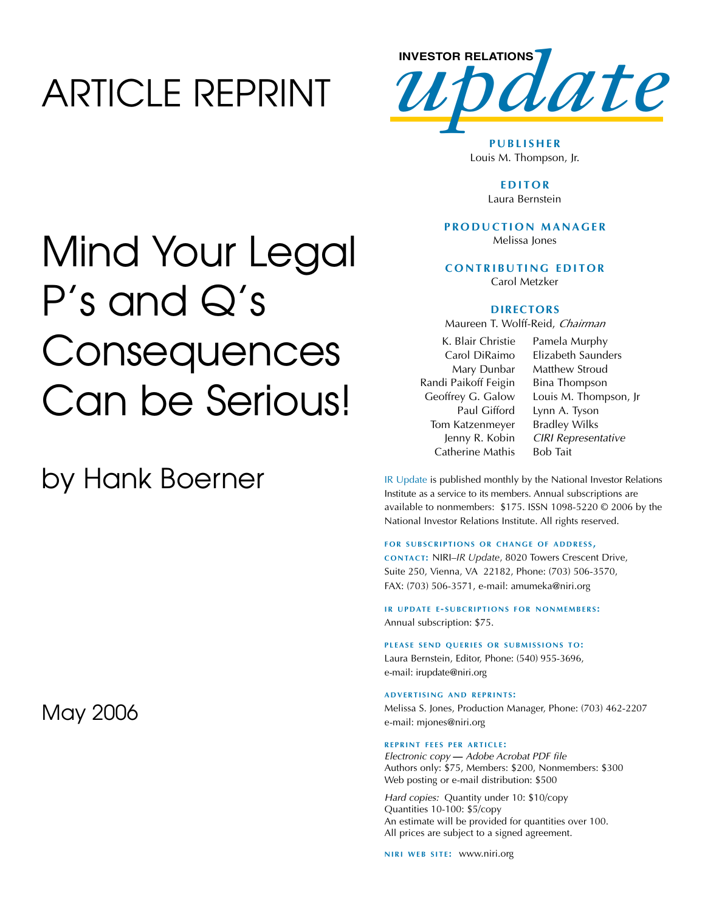# ARTICLE REPRINT

# Mind Your Legal P's and Q's Consequences Can be Serious!

## by Hank Boerner

May 2006

**INVESTOR RELATIONS update**

**PUBLISHER**
Louis M. Thompson, Jr.

**EDITOR**
Laura Bernstein

**PRODUCTION MANAGER**
Melissa Jones

**CONTRIBUTING EDITOR**
Carol Metzker

**DIRECTORS**
Maureen T. Wolff-Reid, *Chairman*

K. Blair Christie
Carol DiRaimo
Mary Dunbar
Randi Paikoff Feigin
Geoffrey G. Galow
Paul Gifford
Tom Katzenmeyer
Jenny R. Kobin
Catherine Mathis
Pamela Murphy
Elizabeth Saunders
Matthew Stroud
Bina Thompson
Louis M. Thompson, Jr
Lynn A. Tyson
Bradley Wilks
*CIRI Representative*
Bob Tait

IR Update is published monthly by the National Investor Relations Institute as a service to its members. Annual subscriptions are available to nonmembers: $175. ISSN 1098-5220 © 2006 by the National Investor Relations Institute. All rights reserved.

**FOR SUBSCRIPTIONS OR CHANGE OF ADDRESS, CONTACT:** NIRI–*IR Update*, 8020 Towers Crescent Drive, Suite 250, Vienna, VA 22182, Phone: (703) 506-3570, FAX: (703) 506-3571, e-mail: amumeka@niri.org

**IR UPDATE E-SUBCRIPTIONS FOR NONMEMBERS:**
Annual subscription: $75.

**PLEASE SEND QUERIES OR SUBMISSIONS TO:**
Laura Bernstein, Editor, Phone: (540) 955-3696, e-mail: irupdate@niri.org

**ADVERTISING AND REPRINTS:**
Melissa S. Jones, Production Manager, Phone: (703) 462-2207 e-mail: mjones@niri.org

**REPRINT FEES PER ARTICLE:**
*Electronic copy — Adobe Acrobat PDF file*
Authors only: $75, Members: $200, Nonmembers: $300
Web posting or e-mail distribution: $500

*Hard copies:* Quantity under 10: $10/copy
Quantities 10-100: $5/copy
An estimate will be provided for quantities over 100.
All prices are subject to a signed agreement.

**NIRI WEB SITE:** www.niri.org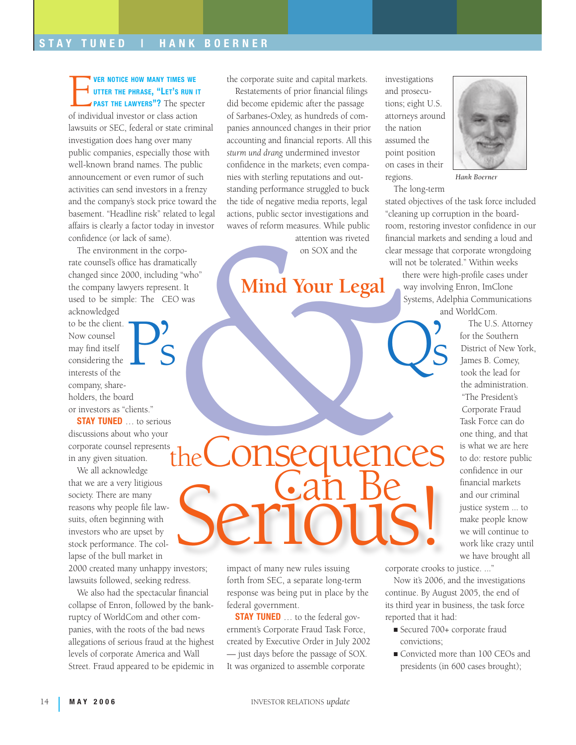# Mind Your Legal P's & Q's

# the Consequences Can Be Serious!

**EVER NOTICE HOW MANY TIMES WE UTTER THE PHRASE, "LET'S RUN IT PAST THE LAWYERS"?** The specter of individual investor or class action lawsuits or SEC, federal or state criminal investigation does hang over many public companies, especially those with well-known brand names. The public announcement or even rumor of such activities can send investors in a frenzy and the company's stock price toward the basement. "Headline risk" related to legal affairs is clearly a factor today in investor confidence (or lack of same).

The environment in the corporate counsel's office has dramatically changed since 2000, including "who" the company lawyers represent. It used to be simple: The CEO was acknowledged to be the client. Now counsel may find itself considering the interests of the company, shareholders, the board or investors as "clients."

**STAY TUNED** … to serious discussions about who your corporate counsel represents in any given situation.

We all acknowledge that we are a very litigious society. There are many reasons why people file lawsuits, often beginning with investors who are upset by stock performance. The collapse of the bull market in 2000 created many unhappy investors; lawsuits followed, seeking redress.

We also had the spectacular financial collapse of Enron, followed by the bankruptcy of WorldCom and other companies, with the roots of the bad news allegations of serious fraud at the highest levels of corporate America and Wall Street. Fraud appeared to be epidemic in the corporate suite and capital markets.

Restatements of prior financial filings did become epidemic after the passage of Sarbanes-Oxley, as hundreds of companies announced changes in their prior accounting and financial reports. All this *sturm und drang* undermined investor confidence in the markets; even companies with sterling reputations and outstanding performance struggled to buck the tide of negative media reports, legal actions, public sector investigations and waves of reform measures. While public attention was riveted on SOX and the impact of many new rules issuing forth from SEC, a separate long-term response was being put in place by the federal government.

**STAY TUNED** … to the federal government's Corporate Fraud Task Force, created by Executive Order in July 2002 — just days before the passage of SOX. It was organized to assemble corporate investigations and prosecutions; eight U.S. attorneys around the nation assumed the point position on cases in their regions.

*Hank Boerner*

The long-term stated objectives of the task force included "cleaning up corruption in the boardroom, restoring investor confidence in our financial markets and sending a loud and clear message that corporate wrongdoing will not be tolerated." Within weeks there were high-profile cases under way involving Enron, ImClone Systems, Adelphia Communications and WorldCom.

The U.S. Attorney for the Southern District of New York, James B. Comey, took the lead for the administration. "The President's Corporate Fraud Task Force can do one thing, and that is what we are here to do: restore public confidence in our financial markets and our criminal justice system ... to make people know we will continue to work like crazy until we have brought all corporate crooks to justice. ..."

Now it's 2006, and the investigations continue. By August 2005, the end of its third year in business, the task force reported that it had:

- Secured 700+ corporate fraud convictions;
- Convicted more than 100 CEOs and presidents (in 600 cases brought);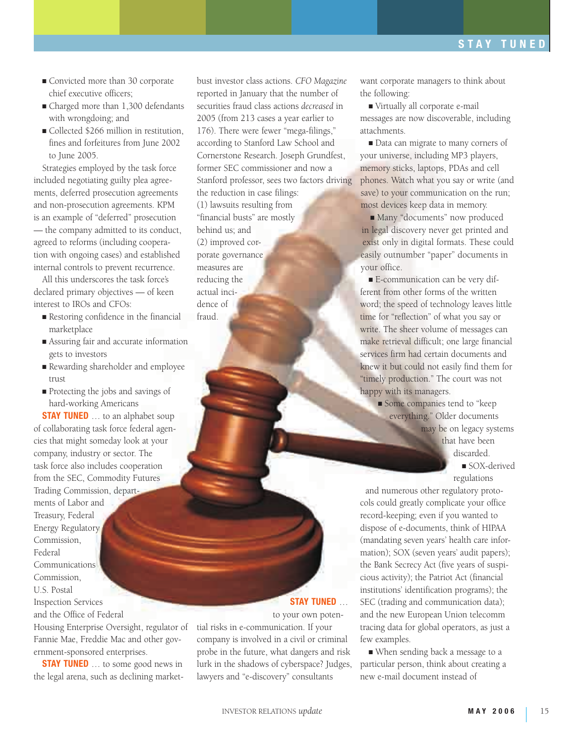- Convicted more than 30 corporate chief executive officers;
- Charged more than 1,300 defendants with wrongdoing; and
- Collected $266 million in restitution, fines and forfeitures from June 2002 to June 2005.

Strategies employed by the task force included negotiating guilty plea agreements, deferred prosecution agreements and non-prosecution agreements. KPM is an example of "deferred" prosecution — the company admitted to its conduct, agreed to reforms (including cooperation with ongoing cases) and established internal controls to prevent recurrence.

All this underscores the task force's declared primary objectives — of keen interest to IROs and CFOs:

- Restoring confidence in the financial marketplace
- Assuring fair and accurate information gets to investors
- Rewarding shareholder and employee trust
- Protecting the jobs and savings of hard-working Americans

**STAY TUNED** … to an alphabet soup of collaborating task force federal agencies that might someday look at your company, industry or sector. The task force also includes cooperation from the SEC, Commodity Futures Trading Commission, departments of Labor and Treasury, Federal Energy Regulatory Commission, Federal Communications Commission, U.S. Postal Inspection Services and the Office of Federal Housing Enterprise Oversight, regulator of Fannie Mae, Freddie Mac and other government-sponsored enterprises.

**STAY TUNED** … to some good news in the legal arena, such as declining market-bust investor class actions. *CFO Magazine* reported in January that the number of securities fraud class actions *decreased* in 2005 (from 213 cases a year earlier to 176). There were fewer "mega-filings," according to Stanford Law School and Cornerstone Research. Joseph Grundfest, former SEC commissioner and now a Stanford professor, sees two factors driving the reduction in case filings: (1) lawsuits resulting from "financial busts" are mostly behind us; and (2) improved corporate governance measures are reducing the actual incidence of fraud.

**STAY TUNED** … to your own potential risks in e-communication. If your company is involved in a civil or criminal probe in the future, what dangers and risk lurk in the shadows of cyberspace? Judges, lawyers and "e-discovery" consultants want corporate managers to think about the following:

- Virtually all corporate e-mail messages are now discoverable, including attachments.
- Data can migrate to many corners of your universe, including MP3 players, memory sticks, laptops, PDAs and cell phones. Watch what you say or write (and save) to your communication on the run; most devices keep data in memory.
- Many "documents" now produced in legal discovery never get printed and exist only in digital formats. These could easily outnumber "paper" documents in your office.
- E-communication can be very different from other forms of the written word; the speed of technology leaves little time for "reflection" of what you say or write. The sheer volume of messages can make retrieval difficult; one large financial services firm had certain documents and knew it but could not easily find them for "timely production." The court was not happy with its managers.
- Some companies tend to "keep everything." Older documents may be on legacy systems that have been discarded.
- SOX-derived regulations and numerous other regulatory protocols could greatly complicate your office record-keeping; even if you wanted to dispose of e-documents, think of HIPAA (mandating seven years' health care information); SOX (seven years' audit papers); the Bank Secrecy Act (five years of suspicious activity); the Patriot Act (financial institutions' identification programs); the SEC (trading and communication data); and the new European Union telecomm tracing data for global operators, as just a few examples.
- When sending back a message to a particular person, think about creating a new e-mail document instead of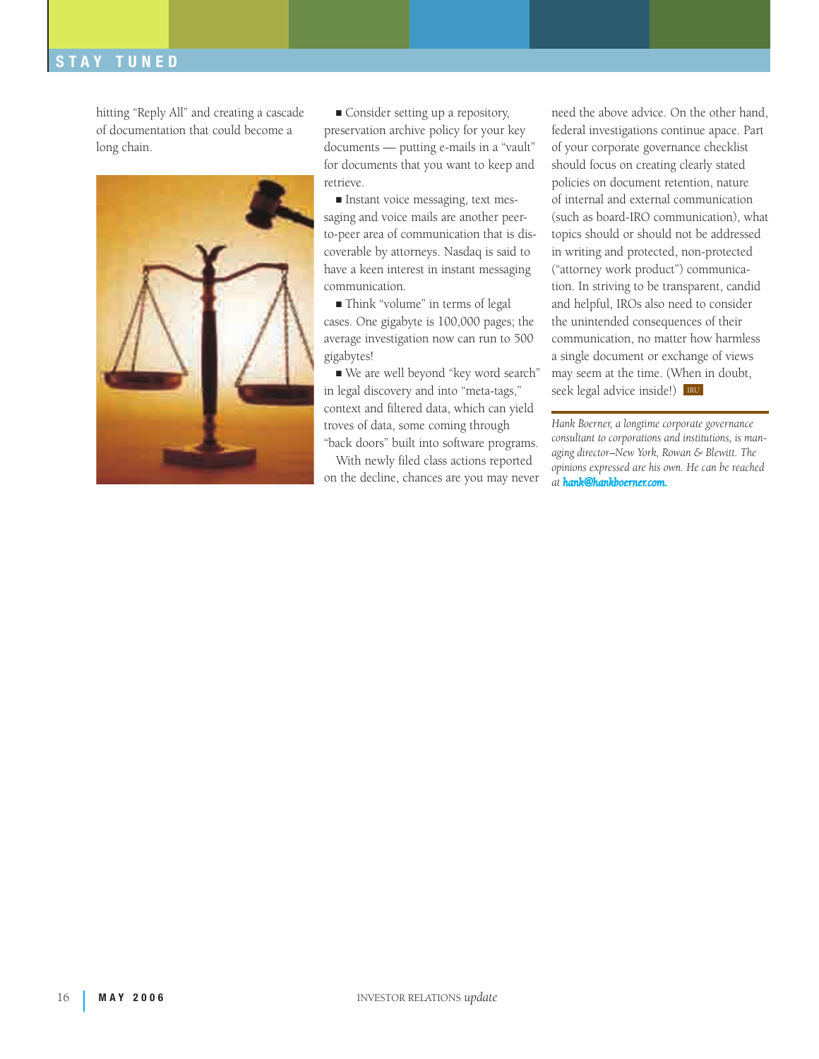hitting "Reply All" and creating a cascade of documentation that could become a long chain.

- Consider setting up a repository, preservation archive policy for your key documents — putting e-mails in a "vault" for documents that you want to keep and retrieve.
- Instant voice messaging, text messaging and voice mails are another peer-to-peer area of communication that is discoverable by attorneys. Nasdaq is said to have a keen interest in instant messaging communication.
- Think "volume" in terms of legal cases. One gigabyte is 100,000 pages; the average investigation now can run to 500 gigabytes!
- We are well beyond "key word search" in legal discovery and into "meta-tags," context and filtered data, which can yield troves of data, some coming through "back doors" built into software programs.

With newly filed class actions reported on the decline, chances are you may never need the above advice. On the other hand, federal investigations continue apace. Part of your corporate governance checklist should focus on creating clearly stated policies on document retention, nature of internal and external communication (such as board-IRO communication), what topics should or should not be addressed in writing and protected, non-protected ("attorney work product") communication. In striving to be transparent, candid and helpful, IROs also need to consider the unintended consequences of their communication, no matter how harmless a single document or exchange of views may seem at the time. (When in doubt, seek legal advice inside!) IRU

*Hank Boerner, a longtime corporate governance consultant to corporations and institutions, is managing director–New York, Rowan & Blewitt. The opinions expressed are his own. He can be reached at hank@hankboerner.com.*